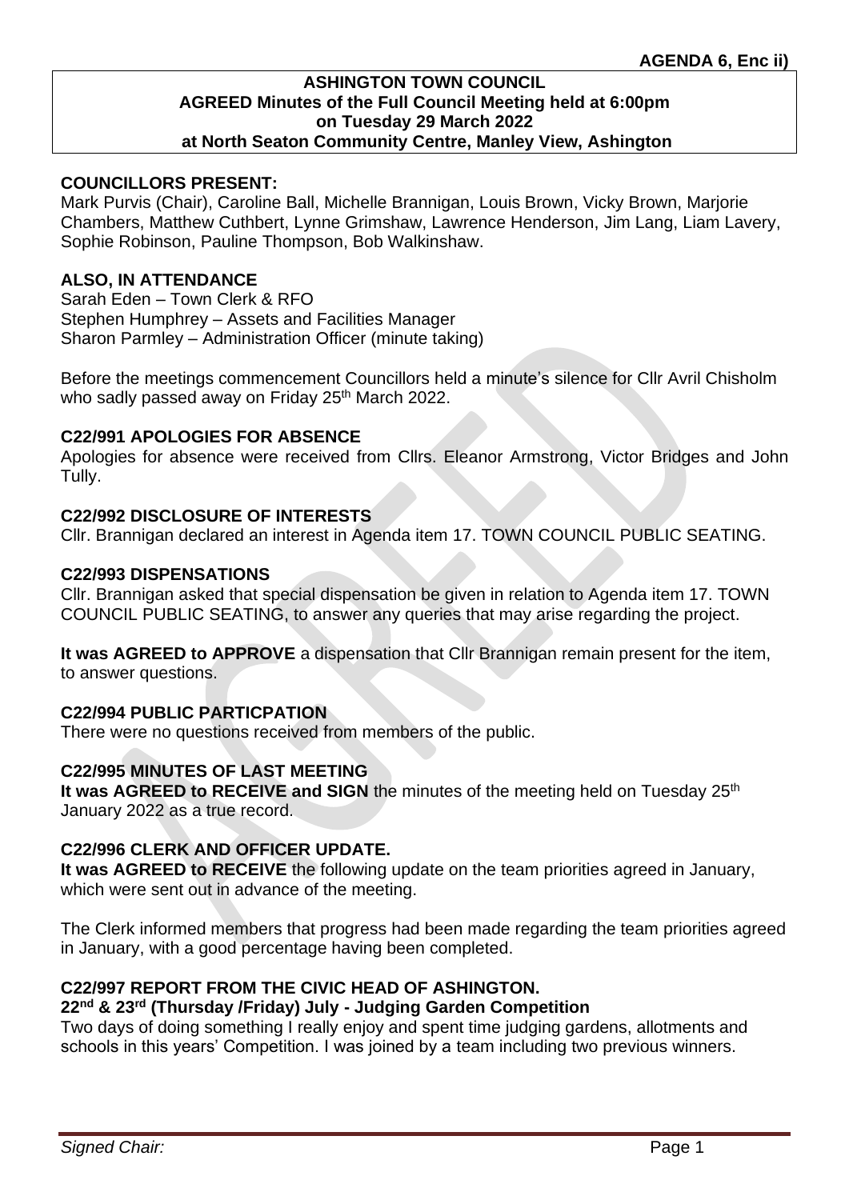**AGENDA 6, Enc ii)**

**ASHINGTON TOWN COUNCIL**
**AGREED Minutes of the Full Council Meeting held at 6:00pm**
**on Tuesday 29 March 2022**
**at North Seaton Community Centre, Manley View, Ashington**

### COUNCILLORS PRESENT:

Mark Purvis (Chair), Caroline Ball, Michelle Brannigan, Louis Brown, Vicky Brown, Marjorie Chambers, Matthew Cuthbert, Lynne Grimshaw, Lawrence Henderson, Jim Lang, Liam Lavery, Sophie Robinson, Pauline Thompson, Bob Walkinshaw.

### ALSO, IN ATTENDANCE

Sarah Eden – Town Clerk & RFO
Stephen Humphrey – Assets and Facilities Manager
Sharon Parmley – Administration Officer (minute taking)

Before the meetings commencement Councillors held a minute's silence for Cllr Avril Chisholm who sadly passed away on Friday 25th March 2022.

### C22/991 APOLOGIES FOR ABSENCE

Apologies for absence were received from Cllrs. Eleanor Armstrong, Victor Bridges and John Tully.

### C22/992 DISCLOSURE OF INTERESTS

Cllr. Brannigan declared an interest in Agenda item 17. TOWN COUNCIL PUBLIC SEATING.

### C22/993 DISPENSATIONS

Cllr. Brannigan asked that special dispensation be given in relation to Agenda item 17. TOWN COUNCIL PUBLIC SEATING, to answer any queries that may arise regarding the project.

**It was AGREED to APPROVE** a dispensation that Cllr Brannigan remain present for the item, to answer questions.

### C22/994 PUBLIC PARTICPATION

There were no questions received from members of the public.

### C22/995 MINUTES OF LAST MEETING

**It was AGREED to RECEIVE and SIGN** the minutes of the meeting held on Tuesday 25th January 2022 as a true record.

### C22/996 CLERK AND OFFICER UPDATE.

**It was AGREED to RECEIVE** the following update on the team priorities agreed in January, which were sent out in advance of the meeting.

The Clerk informed members that progress had been made regarding the team priorities agreed in January, with a good percentage having been completed.

### C22/997 REPORT FROM THE CIVIC HEAD OF ASHINGTON.

**22nd & 23rd (Thursday /Friday) July - Judging Garden Competition**

Two days of doing something I really enjoy and spent time judging gardens, allotments and schools in this years' Competition. I was joined by a team including two previous winners.

*Signed Chair:*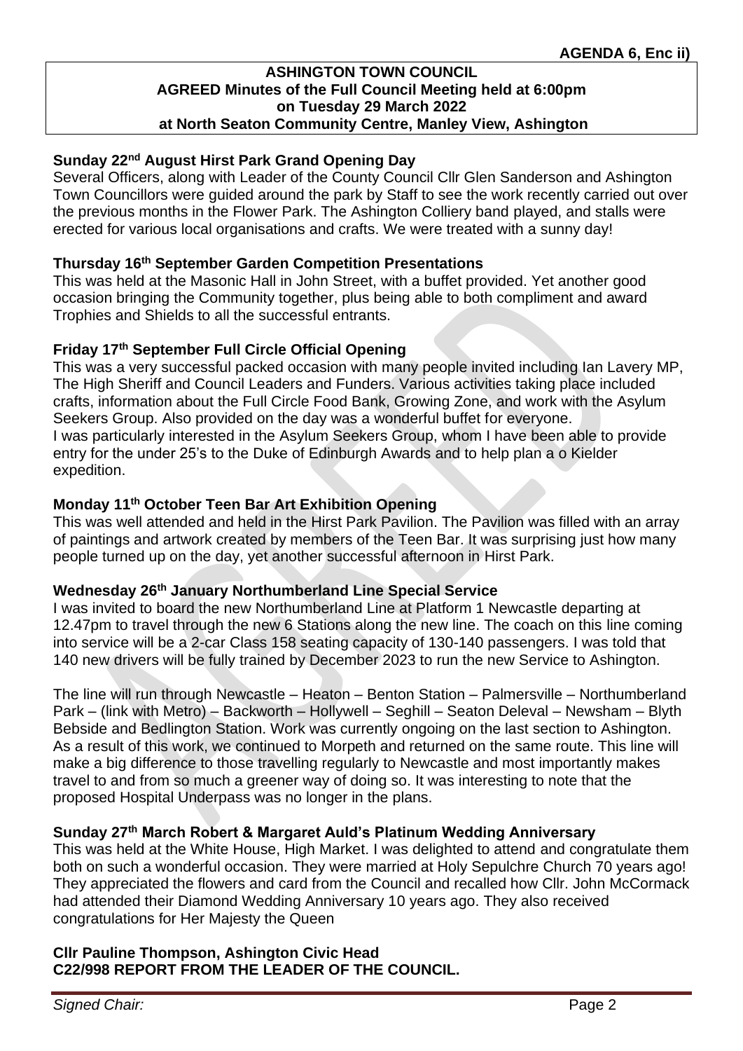**AGENDA 6, Enc ii)**

**ASHINGTON TOWN COUNCIL**
**AGREED Minutes of the Full Council Meeting held at 6:00pm**
**on Tuesday 29 March 2022**
**at North Seaton Community Centre, Manley View, Ashington**

**Sunday 22nd August Hirst Park Grand Opening Day**
Several Officers, along with Leader of the County Council Cllr Glen Sanderson and Ashington Town Councillors were guided around the park by Staff to see the work recently carried out over the previous months in the Flower Park. The Ashington Colliery band played, and stalls were erected for various local organisations and crafts. We were treated with a sunny day!

**Thursday 16th September Garden Competition Presentations**
This was held at the Masonic Hall in John Street, with a buffet provided. Yet another good occasion bringing the Community together, plus being able to both compliment and award Trophies and Shields to all the successful entrants.

**Friday 17th September Full Circle Official Opening**
This was a very successful packed occasion with many people invited including Ian Lavery MP, The High Sheriff and Council Leaders and Funders. Various activities taking place included crafts, information about the Full Circle Food Bank, Growing Zone, and work with the Asylum Seekers Group. Also provided on the day was a wonderful buffet for everyone.
I was particularly interested in the Asylum Seekers Group, whom I have been able to provide entry for the under 25's to the Duke of Edinburgh Awards and to help plan a o Kielder expedition.

**Monday 11th October Teen Bar Art Exhibition Opening**
This was well attended and held in the Hirst Park Pavilion. The Pavilion was filled with an array of paintings and artwork created by members of the Teen Bar. It was surprising just how many people turned up on the day, yet another successful afternoon in Hirst Park.

**Wednesday 26th January Northumberland Line Special Service**
I was invited to board the new Northumberland Line at Platform 1 Newcastle departing at 12.47pm to travel through the new 6 Stations along the new line. The coach on this line coming into service will be a 2-car Class 158 seating capacity of 130-140 passengers. I was told that 140 new drivers will be fully trained by December 2023 to run the new Service to Ashington.

The line will run through Newcastle – Heaton – Benton Station – Palmersville – Northumberland Park – (link with Metro) – Backworth – Hollywell – Seghill – Seaton Deleval – Newsham – Blyth Bebside and Bedlington Station. Work was currently ongoing on the last section to Ashington. As a result of this work, we continued to Morpeth and returned on the same route. This line will make a big difference to those travelling regularly to Newcastle and most importantly makes travel to and from so much a greener way of doing so. It was interesting to note that the proposed Hospital Underpass was no longer in the plans.

**Sunday 27th March Robert & Margaret Auld's Platinum Wedding Anniversary**
This was held at the White House, High Market. I was delighted to attend and congratulate them both on such a wonderful occasion. They were married at Holy Sepulchre Church 70 years ago! They appreciated the flowers and card from the Council and recalled how Cllr. John McCormack had attended their Diamond Wedding Anniversary 10 years ago. They also received congratulations for Her Majesty the Queen

**Cllr Pauline Thompson, Ashington Civic Head**
**C22/998 REPORT FROM THE LEADER OF THE COUNCIL.**

*Signed Chair:*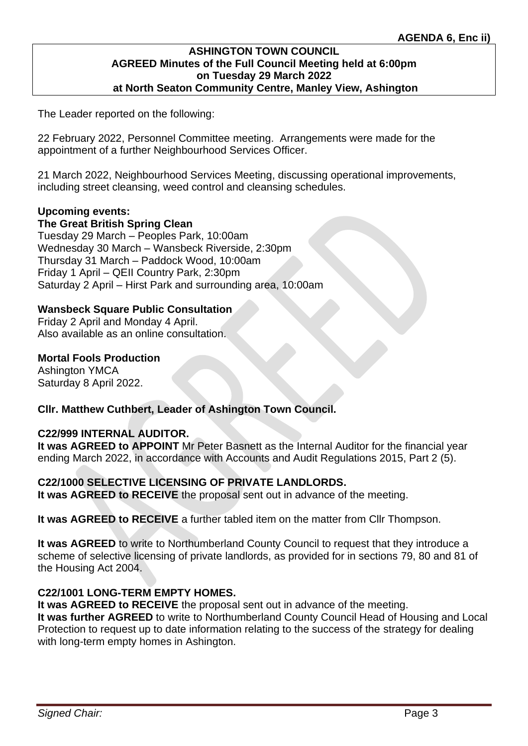**AGENDA 6, Enc ii)**

**ASHINGTON TOWN COUNCIL**
**AGREED Minutes of the Full Council Meeting held at 6:00pm**
**on Tuesday 29 March 2022**
**at North Seaton Community Centre, Manley View, Ashington**

The Leader reported on the following:

22 February 2022, Personnel Committee meeting. Arrangements were made for the appointment of a further Neighbourhood Services Officer.

21 March 2022, Neighbourhood Services Meeting, discussing operational improvements, including street cleansing, weed control and cleansing schedules.

**Upcoming events:**
**The Great British Spring Clean**
Tuesday 29 March – Peoples Park, 10:00am
Wednesday 30 March – Wansbeck Riverside, 2:30pm
Thursday 31 March – Paddock Wood, 10:00am
Friday 1 April – QEII Country Park, 2:30pm
Saturday 2 April – Hirst Park and surrounding area, 10:00am

**Wansbeck Square Public Consultation**
Friday 2 April and Monday 4 April.
Also available as an online consultation.

**Mortal Fools Production**
Ashington YMCA
Saturday 8 April 2022.

**Cllr. Matthew Cuthbert, Leader of Ashington Town Council.**

**C22/999 INTERNAL AUDITOR.**
**It was AGREED to APPOINT** Mr Peter Basnett as the Internal Auditor for the financial year ending March 2022, in accordance with Accounts and Audit Regulations 2015, Part 2 (5).

**C22/1000 SELECTIVE LICENSING OF PRIVATE LANDLORDS.**
**It was AGREED to RECEIVE** the proposal sent out in advance of the meeting.

**It was AGREED to RECEIVE** a further tabled item on the matter from Cllr Thompson.

**It was AGREED** to write to Northumberland County Council to request that they introduce a scheme of selective licensing of private landlords, as provided for in sections 79, 80 and 81 of the Housing Act 2004.

**C22/1001 LONG-TERM EMPTY HOMES.**
**It was AGREED to RECEIVE** the proposal sent out in advance of the meeting.
**It was further AGREED** to write to Northumberland County Council Head of Housing and Local Protection to request up to date information relating to the success of the strategy for dealing with long-term empty homes in Ashington.

*Signed Chair:*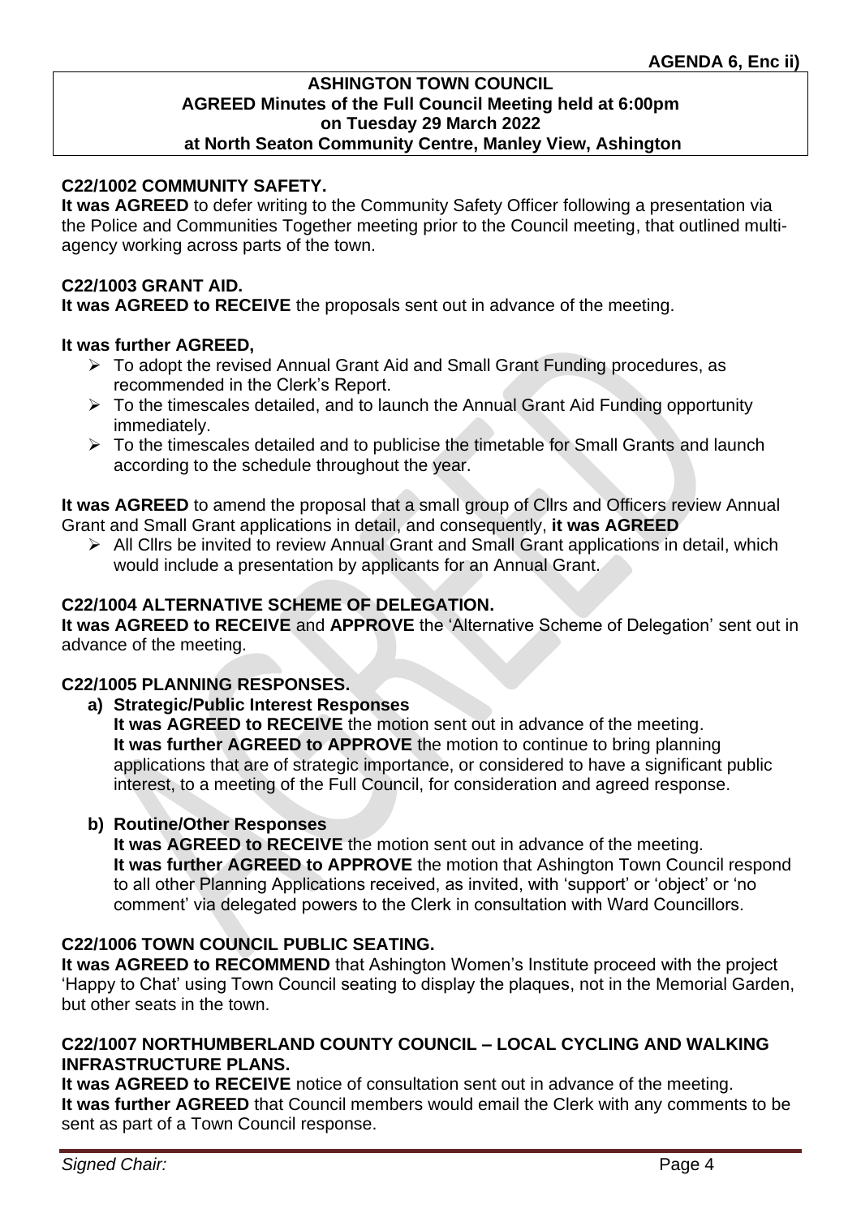**AGENDA 6, Enc ii)**

**ASHINGTON TOWN COUNCIL**
**AGREED Minutes of the Full Council Meeting held at 6:00pm**
**on Tuesday 29 March 2022**
**at North Seaton Community Centre, Manley View, Ashington**

### C22/1002 COMMUNITY SAFETY.

**It was AGREED** to defer writing to the Community Safety Officer following a presentation via the Police and Communities Together meeting prior to the Council meeting, that outlined multi-agency working across parts of the town.

### C22/1003 GRANT AID.

**It was AGREED to RECEIVE** the proposals sent out in advance of the meeting.

**It was further AGREED,**

- To adopt the revised Annual Grant Aid and Small Grant Funding procedures, as recommended in the Clerk's Report.
- To the timescales detailed, and to launch the Annual Grant Aid Funding opportunity immediately.
- To the timescales detailed and to publicise the timetable for Small Grants and launch according to the schedule throughout the year.

**It was AGREED** to amend the proposal that a small group of Cllrs and Officers review Annual Grant and Small Grant applications in detail, and consequently, **it was AGREED**

- All Cllrs be invited to review Annual Grant and Small Grant applications in detail, which would include a presentation by applicants for an Annual Grant.

### C22/1004 ALTERNATIVE SCHEME OF DELEGATION.

**It was AGREED to RECEIVE** and **APPROVE** the 'Alternative Scheme of Delegation' sent out in advance of the meeting.

### C22/1005 PLANNING RESPONSES.

**a) Strategic/Public Interest Responses**

**It was AGREED to RECEIVE** the motion sent out in advance of the meeting.
**It was further AGREED to APPROVE** the motion to continue to bring planning applications that are of strategic importance, or considered to have a significant public interest, to a meeting of the Full Council, for consideration and agreed response.

**b) Routine/Other Responses**

**It was AGREED to RECEIVE** the motion sent out in advance of the meeting.
**It was further AGREED to APPROVE** the motion that Ashington Town Council respond to all other Planning Applications received, as invited, with 'support' or 'object' or 'no comment' via delegated powers to the Clerk in consultation with Ward Councillors.

### C22/1006 TOWN COUNCIL PUBLIC SEATING.

**It was AGREED to RECOMMEND** that Ashington Women's Institute proceed with the project 'Happy to Chat' using Town Council seating to display the plaques, not in the Memorial Garden, but other seats in the town.

### C22/1007 NORTHUMBERLAND COUNTY COUNCIL – LOCAL CYCLING AND WALKING INFRASTRUCTURE PLANS.

**It was AGREED to RECEIVE** notice of consultation sent out in advance of the meeting.
**It was further AGREED** that Council members would email the Clerk with any comments to be sent as part of a Town Council response.

*Signed Chair:*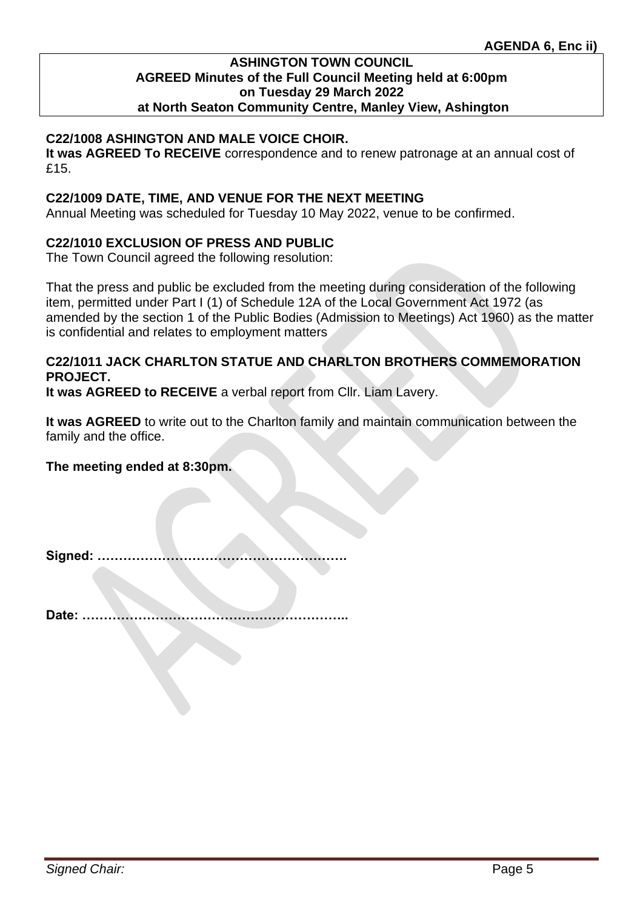**AGENDA 6, Enc ii)**

**ASHINGTON TOWN COUNCIL**
**AGREED Minutes of the Full Council Meeting held at 6:00pm**
**on Tuesday 29 March 2022**
**at North Seaton Community Centre, Manley View, Ashington**

**C22/1008 ASHINGTON AND MALE VOICE CHOIR.**
**It was AGREED To RECEIVE** correspondence and to renew patronage at an annual cost of £15.

**C22/1009 DATE, TIME, AND VENUE FOR THE NEXT MEETING**
Annual Meeting was scheduled for Tuesday 10 May 2022, venue to be confirmed.

**C22/1010 EXCLUSION OF PRESS AND PUBLIC**
The Town Council agreed the following resolution:

That the press and public be excluded from the meeting during consideration of the following item, permitted under Part I (1) of Schedule 12A of the Local Government Act 1972 (as amended by the section 1 of the Public Bodies (Admission to Meetings) Act 1960) as the matter is confidential and relates to employment matters

**C22/1011 JACK CHARLTON STATUE AND CHARLTON BROTHERS COMMEMORATION PROJECT.**
**It was AGREED to RECEIVE** a verbal report from Cllr. Liam Lavery.

**It was AGREED** to write out to the Charlton family and maintain communication between the family and the office.

**The meeting ended at 8:30pm.**

**Signed: ………………………………………………….**

**Date: ……………………………………………………..**

*Signed Chair:*